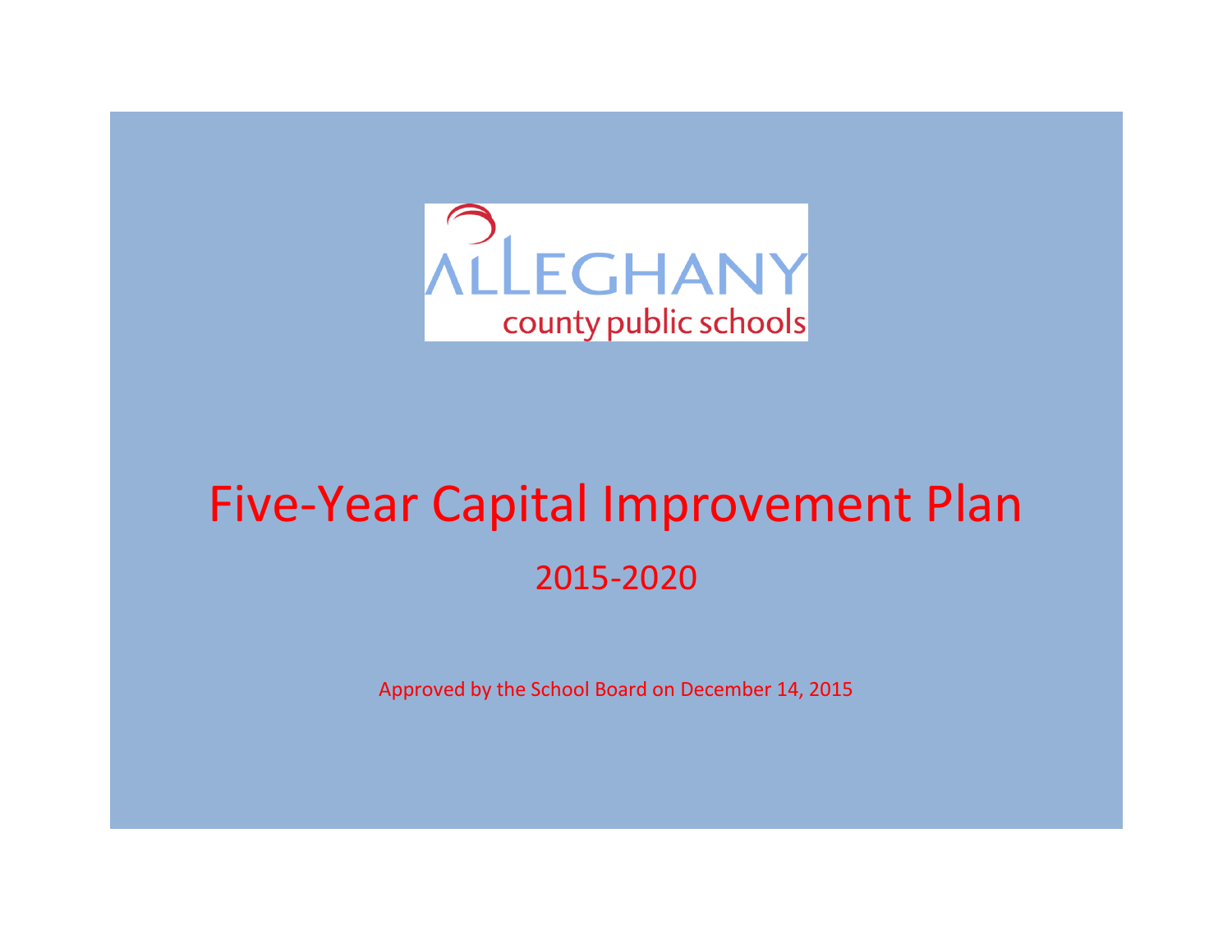ALLEGHANY
county public schools

# Five-Year Capital Improvement Plan

## 2015-2020

Approved by the School Board on December 14, 2015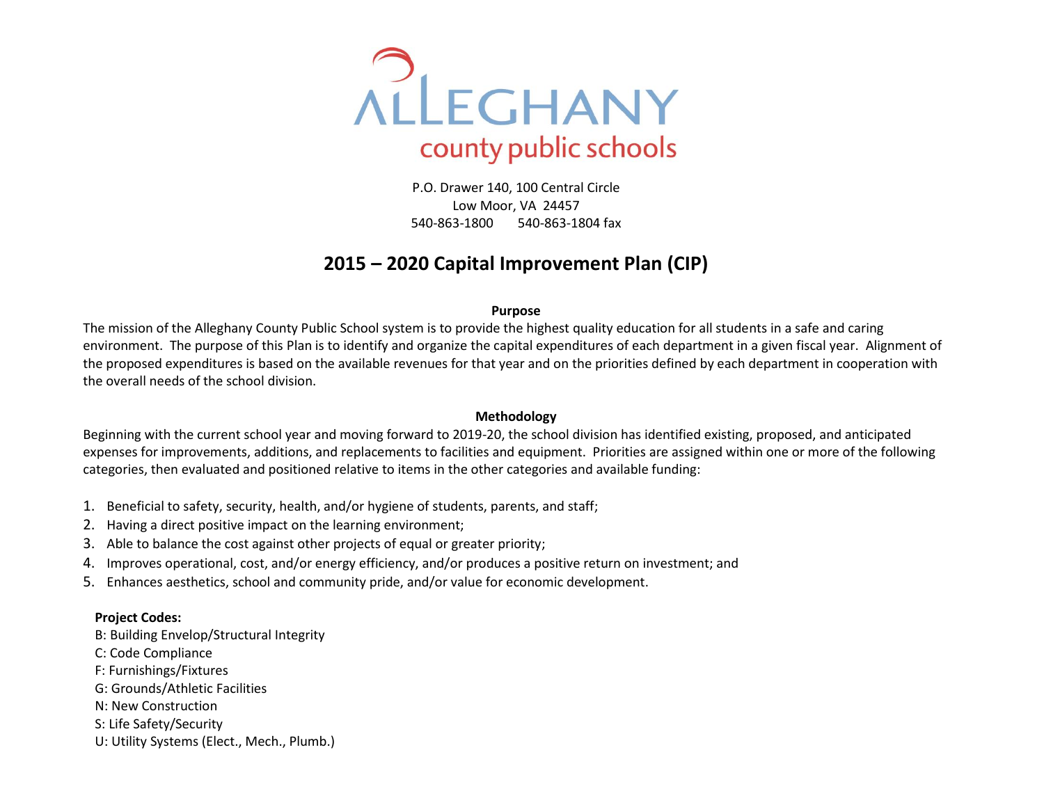# ALLEGHANY county public schools

P.O. Drawer 140, 100 Central Circle
Low Moor, VA 24457
540-863-1800 540-863-1804 fax

## 2015 – 2020 Capital Improvement Plan (CIP)

### Purpose

The mission of the Alleghany County Public School system is to provide the highest quality education for all students in a safe and caring environment. The purpose of this Plan is to identify and organize the capital expenditures of each department in a given fiscal year. Alignment of the proposed expenditures is based on the available revenues for that year and on the priorities defined by each department in cooperation with the overall needs of the school division.

### Methodology

Beginning with the current school year and moving forward to 2019-20, the school division has identified existing, proposed, and anticipated expenses for improvements, additions, and replacements to facilities and equipment. Priorities are assigned within one or more of the following categories, then evaluated and positioned relative to items in the other categories and available funding:

1. Beneficial to safety, security, health, and/or hygiene of students, parents, and staff;
2. Having a direct positive impact on the learning environment;
3. Able to balance the cost against other projects of equal or greater priority;
4. Improves operational, cost, and/or energy efficiency, and/or produces a positive return on investment; and
5. Enhances aesthetics, school and community pride, and/or value for economic development.

**Project Codes:**

B: Building Envelop/Structural Integrity
C: Code Compliance
F: Furnishings/Fixtures
G: Grounds/Athletic Facilities
N: New Construction
S: Life Safety/Security
U: Utility Systems (Elect., Mech., Plumb.)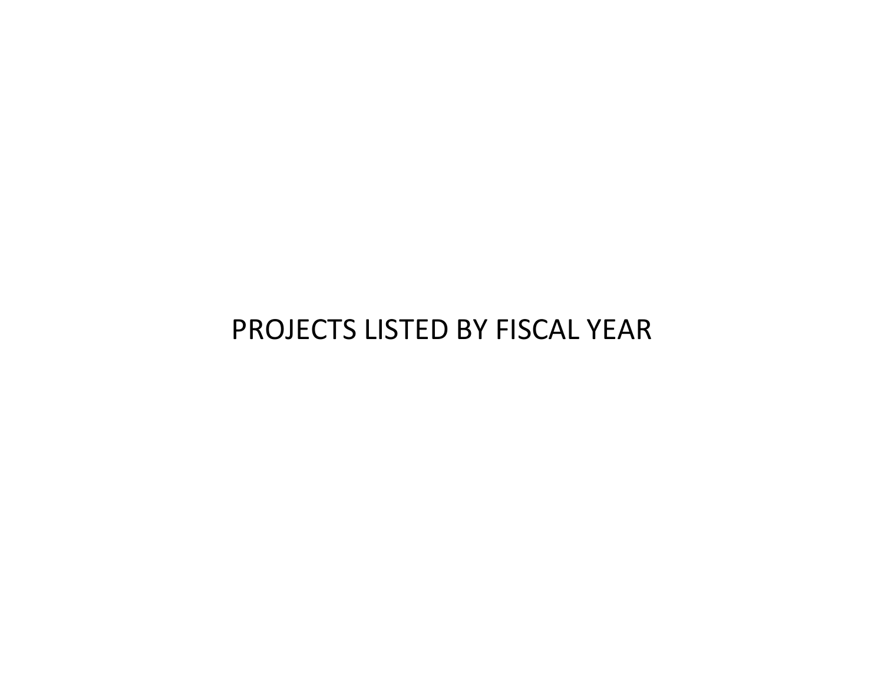# PROJECTS LISTED BY FISCAL YEAR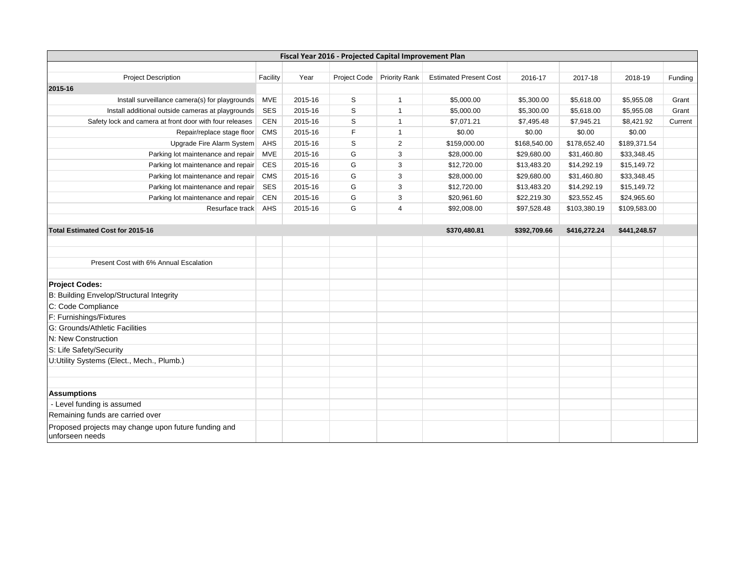| Fiscal Year 2016 - Projected Capital Improvement Plan | | | | | | | | | |
|---|---|---|---|---|---|---|---|---|---|
| Project Description | Facility | Year | Project Code | Priority Rank | Estimated Present Cost | 2016-17 | 2017-18 | 2018-19 | Funding |
| **2015-16** | | | | | | | | | |
| Install surveillance camera(s) for playgrounds | MVE | 2015-16 | S | 1 | $5,000.00 | $5,300.00 | $5,618.00 | $5,955.08 | Grant |
| Install additional outside cameras at playgrounds | SES | 2015-16 | S | 1 | $5,000.00 | $5,300.00 | $5,618.00 | $5,955.08 | Grant |
| Safety lock and camera at front door with four releases | CEN | 2015-16 | S | 1 | $7,071.21 | $7,495.48 | $7,945.21 | $8,421.92 | Current |
| Repair/replace stage floor | CMS | 2015-16 | F | 1 | $0.00 | $0.00 | $0.00 | $0.00 | |
| Upgrade Fire Alarm System | AHS | 2015-16 | S | 2 | $159,000.00 | $168,540.00 | $178,652.40 | $189,371.54 | |
| Parking lot maintenance and repair | MVE | 2015-16 | G | 3 | $28,000.00 | $29,680.00 | $31,460.80 | $33,348.45 | |
| Parking lot maintenance and repair | CES | 2015-16 | G | 3 | $12,720.00 | $13,483.20 | $14,292.19 | $15,149.72 | |
| Parking lot maintenance and repair | CMS | 2015-16 | G | 3 | $28,000.00 | $29,680.00 | $31,460.80 | $33,348.45 | |
| Parking lot maintenance and repair | SES | 2015-16 | G | 3 | $12,720.00 | $13,483.20 | $14,292.19 | $15,149.72 | |
| Parking lot maintenance and repair | CEN | 2015-16 | G | 3 | $20,961.60 | $22,219.30 | $23,552.45 | $24,965.60 | |
| Resurface track | AHS | 2015-16 | G | 4 | $92,008.00 | $97,528.48 | $103,380.19 | $109,583.00 | |
| **Total Estimated Cost for 2015-16** | | | | | **$370,480.81** | **$392,709.66** | **$416,272.24** | **$441,248.57** | |

Present Cost with 6% Annual Escalation

**Project Codes:**

B: Building Envelop/Structural Integrity
C: Code Compliance
F: Furnishings/Fixtures
G: Grounds/Athletic Facilities
N: New Construction
S: Life Safety/Security
U:Utility Systems (Elect., Mech., Plumb.)

**Assumptions**

- Level funding is assumed

Remaining funds are carried over

Proposed projects may change upon future funding and unforseen needs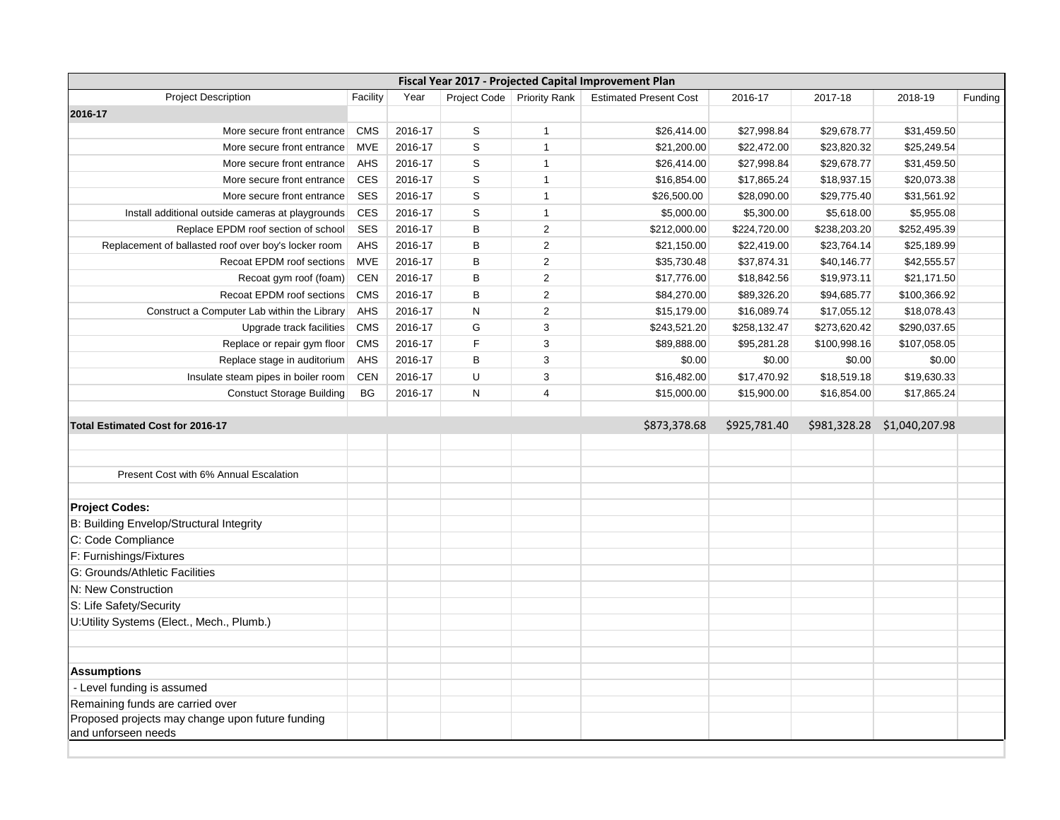| Fiscal Year 2017 - Projected Capital Improvement Plan | | | | | | | | | |
|---|---|---|---|---|---|---|---|---|---|
| Project Description | Facility | Year | Project Code | Priority Rank | Estimated Present Cost | 2016-17 | 2017-18 | 2018-19 | Funding |
| **2016-17** | | | | | | | | | |
| More secure front entrance | CMS | 2016-17 | S | 1 | $26,414.00 | $27,998.84 | $29,678.77 | $31,459.50 | |
| More secure front entrance | MVE | 2016-17 | S | 1 | $21,200.00 | $22,472.00 | $23,820.32 | $25,249.54 | |
| More secure front entrance | AHS | 2016-17 | S | 1 | $26,414.00 | $27,998.84 | $29,678.77 | $31,459.50 | |
| More secure front entrance | CES | 2016-17 | S | 1 | $16,854.00 | $17,865.24 | $18,937.15 | $20,073.38 | |
| More secure front entrance | SES | 2016-17 | S | 1 | $26,500.00 | $28,090.00 | $29,775.40 | $31,561.92 | |
| Install additional outside cameras at playgrounds | CES | 2016-17 | S | 1 | $5,000.00 | $5,300.00 | $5,618.00 | $5,955.08 | |
| Replace EPDM roof section of school | SES | 2016-17 | B | 2 | $212,000.00 | $224,720.00 | $238,203.20 | $252,495.39 | |
| Replacement of ballasted roof over boy's locker room | AHS | 2016-17 | B | 2 | $21,150.00 | $22,419.00 | $23,764.14 | $25,189.99 | |
| Recoat EPDM roof sections | MVE | 2016-17 | B | 2 | $35,730.48 | $37,874.31 | $40,146.77 | $42,555.57 | |
| Recoat gym roof (foam) | CEN | 2016-17 | B | 2 | $17,776.00 | $18,842.56 | $19,973.11 | $21,171.50 | |
| Recoat EPDM roof sections | CMS | 2016-17 | B | 2 | $84,270.00 | $89,326.20 | $94,685.77 | $100,366.92 | |
| Construct a Computer Lab within the Library | AHS | 2016-17 | N | 2 | $15,179.00 | $16,089.74 | $17,055.12 | $18,078.43 | |
| Upgrade track facilities | CMS | 2016-17 | G | 3 | $243,521.20 | $258,132.47 | $273,620.42 | $290,037.65 | |
| Replace or repair gym floor | CMS | 2016-17 | F | 3 | $89,888.00 | $95,281.28 | $100,998.16 | $107,058.05 | |
| Replace stage in auditorium | AHS | 2016-17 | B | 3 | $0.00 | $0.00 | $0.00 | $0.00 | |
| Insulate steam pipes in boiler room | CEN | 2016-17 | U | 3 | $16,482.00 | $17,470.92 | $18,519.18 | $19,630.33 | |
| Constuct Storage Building | BG | 2016-17 | N | 4 | $15,000.00 | $15,900.00 | $16,854.00 | $17,865.24 | |
| | | | | | | | | | |
| **Total Estimated Cost for 2016-17** | | | | | $873,378.68 | $925,781.40 | $981,328.28 | $1,040,207.98 | |

Present Cost with 6% Annual Escalation

**Project Codes:**

B: Building Envelop/Structural Integrity
C: Code Compliance
F: Furnishings/Fixtures
G: Grounds/Athletic Facilities
N: New Construction
S: Life Safety/Security
U:Utility Systems (Elect., Mech., Plumb.)

**Assumptions**

- Level funding is assumed

Remaining funds are carried over

Proposed projects may change upon future funding and unforseen needs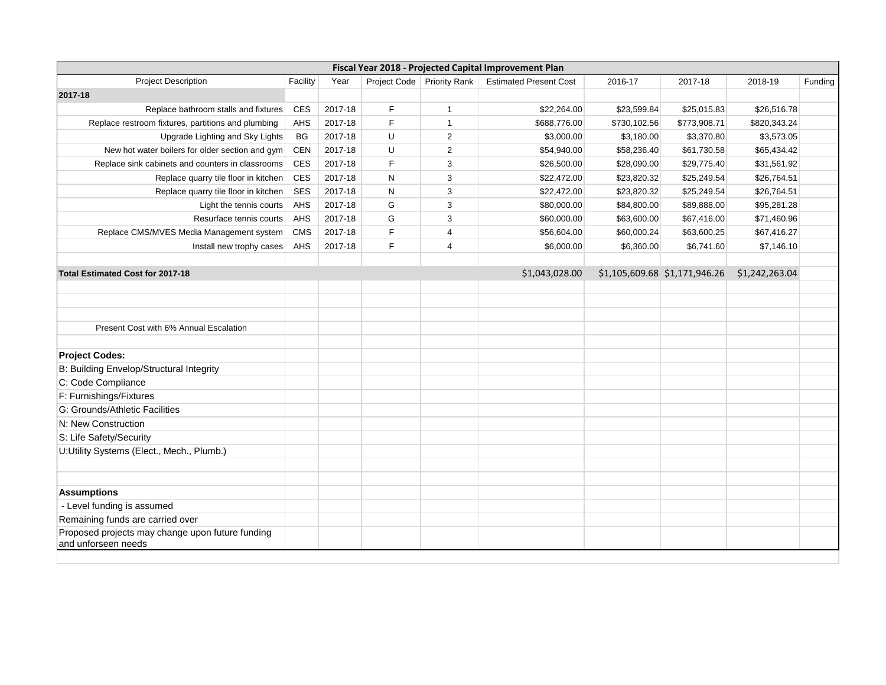# Fiscal Year 2018 - Projected Capital Improvement Plan

| Project Description | Facility | Year | Project Code | Priority Rank | Estimated Present Cost | 2016-17 | 2017-18 | 2018-19 | Funding |
|---|---|---|---|---|---|---|---|---|---|
| **2017-18** | | | | | | | | | |
| Replace bathroom stalls and fixtures | CES | 2017-18 | F | 1 | $22,264.00 | $23,599.84 | $25,015.83 | $26,516.78 | |
| Replace restroom fixtures, partitions and plumbing | AHS | 2017-18 | F | 1 | $688,776.00 | $730,102.56 | $773,908.71 | $820,343.24 | |
| Upgrade Lighting and Sky Lights | BG | 2017-18 | U | 2 | $3,000.00 | $3,180.00 | $3,370.80 | $3,573.05 | |
| New hot water boilers for older section and gym | CEN | 2017-18 | U | 2 | $54,940.00 | $58,236.40 | $61,730.58 | $65,434.42 | |
| Replace sink cabinets and counters in classrooms | CES | 2017-18 | F | 3 | $26,500.00 | $28,090.00 | $29,775.40 | $31,561.92 | |
| Replace quarry tile floor in kitchen | CES | 2017-18 | N | 3 | $22,472.00 | $23,820.32 | $25,249.54 | $26,764.51 | |
| Replace quarry tile floor in kitchen | SES | 2017-18 | N | 3 | $22,472.00 | $23,820.32 | $25,249.54 | $26,764.51 | |
| Light the tennis courts | AHS | 2017-18 | G | 3 | $80,000.00 | $84,800.00 | $89,888.00 | $95,281.28 | |
| Resurface tennis courts | AHS | 2017-18 | G | 3 | $60,000.00 | $63,600.00 | $67,416.00 | $71,460.96 | |
| Replace CMS/MVES Media Management system | CMS | 2017-18 | F | 4 | $56,604.00 | $60,000.24 | $63,600.25 | $67,416.27 | |
| Install new trophy cases | AHS | 2017-18 | F | 4 | $6,000.00 | $6,360.00 | $6,741.60 | $7,146.10 | |
| | | | | | | | | | |
| **Total Estimated Cost for 2017-18** | | | | | $1,043,028.00 | $1,105,609.68 | $1,171,946.26 | $1,242,263.04 | |

Present Cost with 6% Annual Escalation

**Project Codes:**

B: Building Envelop/Structural Integrity
C: Code Compliance
F: Furnishings/Fixtures
G: Grounds/Athletic Facilities
N: New Construction
S: Life Safety/Security
U:Utility Systems (Elect., Mech., Plumb.)

**Assumptions**

- Level funding is assumed

Remaining funds are carried over

Proposed projects may change upon future funding and unforseen needs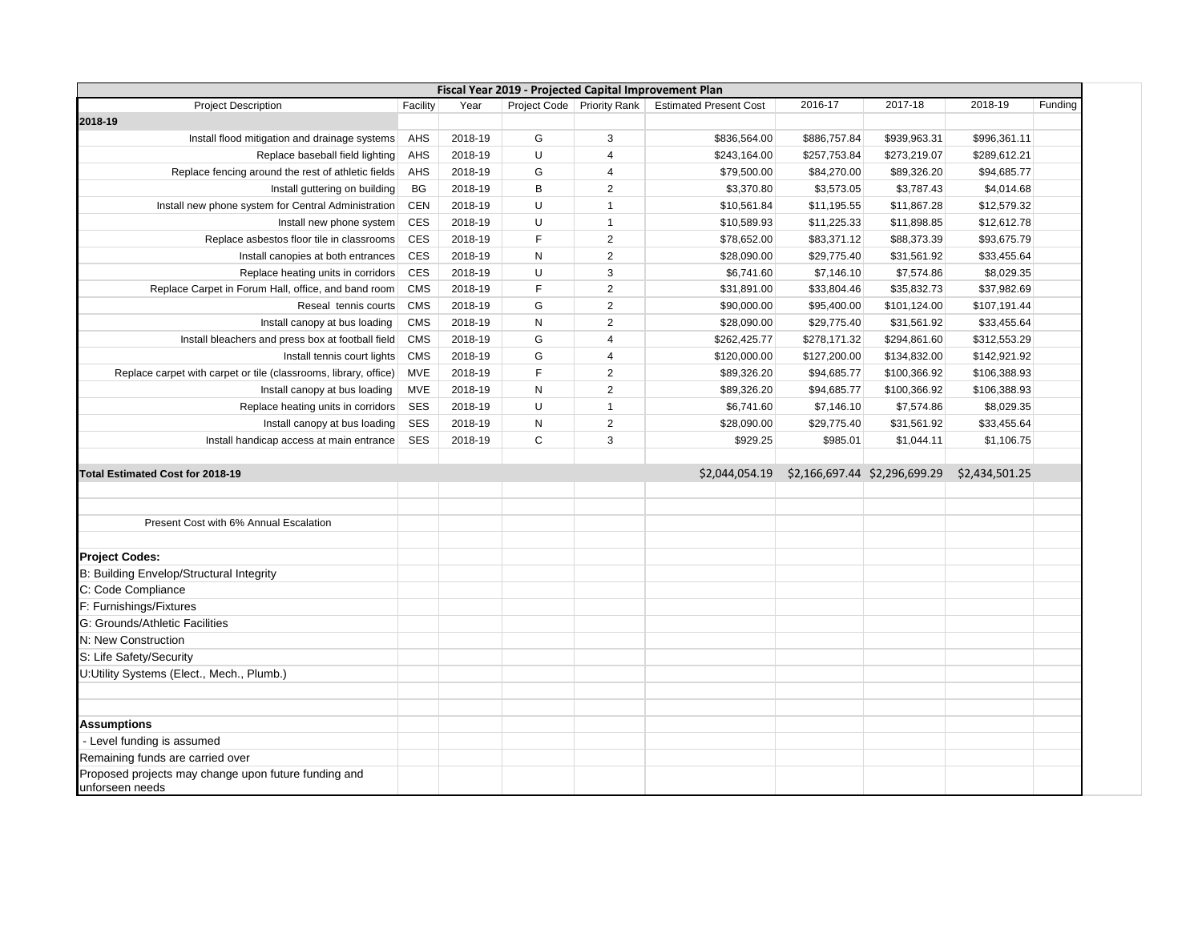| Fiscal Year 2019 - Projected Capital Improvement Plan | | | | | | | | | |
|---|---|---|---|---|---|---|---|---|---|
| Project Description | Facility | Year | Project Code | Priority Rank | Estimated Present Cost | 2016-17 | 2017-18 | 2018-19 | Funding |
| **2018-19** | | | | | | | | | |
| Install flood mitigation and drainage systems | AHS | 2018-19 | G | 3 | $836,564.00 | $886,757.84 | $939,963.31 | $996,361.11 | |
| Replace baseball field lighting | AHS | 2018-19 | U | 4 | $243,164.00 | $257,753.84 | $273,219.07 | $289,612.21 | |
| Replace fencing around the rest of athletic fields | AHS | 2018-19 | G | 4 | $79,500.00 | $84,270.00 | $89,326.20 | $94,685.77 | |
| Install guttering on building | BG | 2018-19 | B | 2 | $3,370.80 | $3,573.05 | $3,787.43 | $4,014.68 | |
| Install new phone system for Central Administration | CEN | 2018-19 | U | 1 | $10,561.84 | $11,195.55 | $11,867.28 | $12,579.32 | |
| Install new phone system | CES | 2018-19 | U | 1 | $10,589.93 | $11,225.33 | $11,898.85 | $12,612.78 | |
| Replace asbestos floor tile in classrooms | CES | 2018-19 | F | 2 | $78,652.00 | $83,371.12 | $88,373.39 | $93,675.79 | |
| Install canopies at both entrances | CES | 2018-19 | N | 2 | $28,090.00 | $29,775.40 | $31,561.92 | $33,455.64 | |
| Replace heating units in corridors | CES | 2018-19 | U | 3 | $6,741.60 | $7,146.10 | $7,574.86 | $8,029.35 | |
| Replace Carpet in Forum Hall, office, and band room | CMS | 2018-19 | F | 2 | $31,891.00 | $33,804.46 | $35,832.73 | $37,982.69 | |
| Reseal tennis courts | CMS | 2018-19 | G | 2 | $90,000.00 | $95,400.00 | $101,124.00 | $107,191.44 | |
| Install canopy at bus loading | CMS | 2018-19 | N | 2 | $28,090.00 | $29,775.40 | $31,561.92 | $33,455.64 | |
| Install bleachers and press box at football field | CMS | 2018-19 | G | 4 | $262,425.77 | $278,171.32 | $294,861.60 | $312,553.29 | |
| Install tennis court lights | CMS | 2018-19 | G | 4 | $120,000.00 | $127,200.00 | $134,832.00 | $142,921.92 | |
| Replace carpet with carpet or tile (classrooms, library, office) | MVE | 2018-19 | F | 2 | $89,326.20 | $94,685.77 | $100,366.92 | $106,388.93 | |
| Install canopy at bus loading | MVE | 2018-19 | N | 2 | $89,326.20 | $94,685.77 | $100,366.92 | $106,388.93 | |
| Replace heating units in corridors | SES | 2018-19 | U | 1 | $6,741.60 | $7,146.10 | $7,574.86 | $8,029.35 | |
| Install canopy at bus loading | SES | 2018-19 | N | 2 | $28,090.00 | $29,775.40 | $31,561.92 | $33,455.64 | |
| Install handicap access at main entrance | SES | 2018-19 | C | 3 | $929.25 | $985.01 | $1,044.11 | $1,106.75 | |
| | | | | | | | | | |
| **Total Estimated Cost for 2018-19** | | | | | $2,044,054.19 | $2,166,697.44 | $2,296,699.29 | $2,434,501.25 | |

Present Cost with 6% Annual Escalation

**Project Codes:**

B: Building Envelop/Structural Integrity
C: Code Compliance
F: Furnishings/Fixtures
G: Grounds/Athletic Facilities
N: New Construction
S: Life Safety/Security
U:Utility Systems (Elect., Mech., Plumb.)

**Assumptions**

- Level funding is assumed

Remaining funds are carried over

Proposed projects may change upon future funding and unforseen needs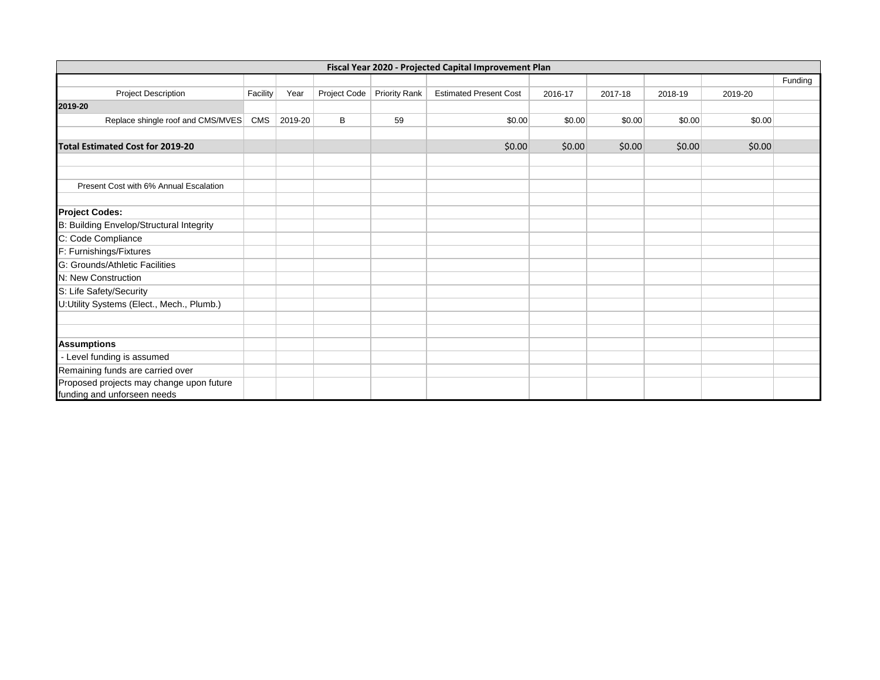| Fiscal Year 2020 - Projected Capital Improvement Plan | | | | | | | | | | |
|---|---|---|---|---|---|---|---|---|---|---|
| | | | | | | | | | | Funding |
| Project Description | Facility | Year | Project Code | Priority Rank | Estimated Present Cost | 2016-17 | 2017-18 | 2018-19 | 2019-20 | |
| **2019-20** | | | | | | | | | | |
| Replace shingle roof and CMS/MVES | CMS | 2019-20 | B | 59 | $0.00 | $0.00 | $0.00 | $0.00 | $0.00 | |
| | | | | | | | | | | |
| **Total Estimated Cost for 2019-20** | | | | | $0.00 | $0.00 | $0.00 | $0.00 | $0.00 | |
| | | | | | | | | | | |
| | | | | | | | | | | |
| Present Cost with 6% Annual Escalation | | | | | | | | | | |
| | | | | | | | | | | |
| **Project Codes:** | | | | | | | | | | |
| B: Building Envelop/Structural Integrity | | | | | | | | | | |
| C: Code Compliance | | | | | | | | | | |
| F: Furnishings/Fixtures | | | | | | | | | | |
| G: Grounds/Athletic Facilities | | | | | | | | | | |
| N: New Construction | | | | | | | | | | |
| S: Life Safety/Security | | | | | | | | | | |
| U:Utility Systems (Elect., Mech., Plumb.) | | | | | | | | | | |
| | | | | | | | | | | |
| | | | | | | | | | | |
| **Assumptions** | | | | | | | | | | |
| - Level funding is assumed | | | | | | | | | | |
| Remaining funds are carried over | | | | | | | | | | |
| Proposed projects may change upon future funding and unforseen needs | | | | | | | | | | |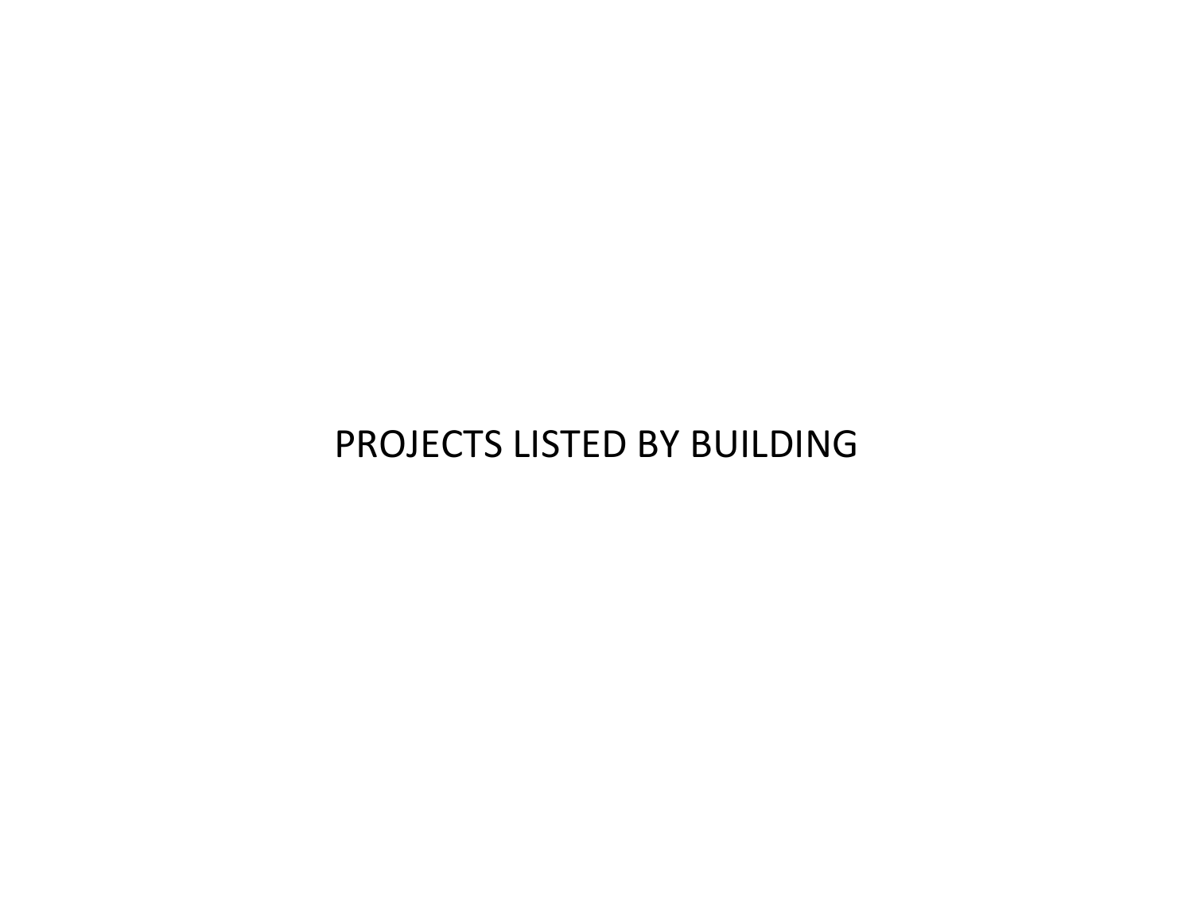# PROJECTS LISTED BY BUILDING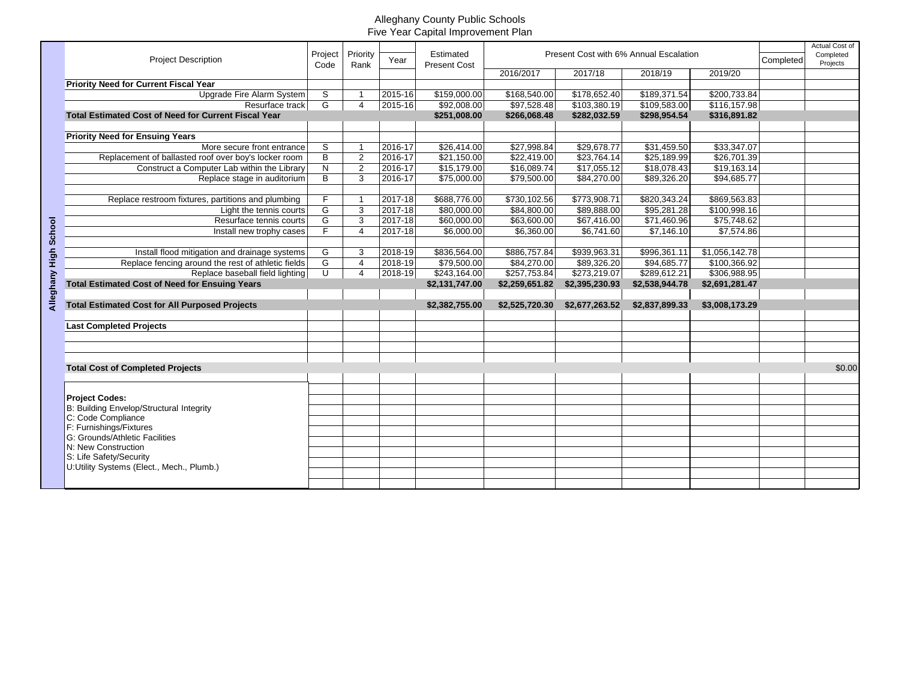# Alleghany County Public Schools
## Five Year Capital Improvement Plan

**Alleghany High School**

| Project Description | Project Code | Priority Rank | Year | Estimated Present Cost | Present Cost with 6% Annual Escalation | | | | Completed | Actual Cost of Completed Projects |
|---|---|---|---|---|---|---|---|---|---|---|
| | | | | | 2016/2017 | 2017/18 | 2018/19 | 2019/20 | | |
| **Priority Need for Current Fiscal Year** | | | | | | | | | | |
| Upgrade Fire Alarm System | S | 1 | 2015-16 | $159,000.00 | $168,540.00 | $178,652.40 | $189,371.54 | $200,733.84 | | |
| Resurface track | G | 4 | 2015-16 | $92,008.00 | $97,528.48 | $103,380.19 | $109,583.00 | $116,157.98 | | |
| **Total Estimated Cost of Need for Current Fiscal Year** | | | | **$251,008.00** | **$266,068.48** | **$282,032.59** | **$298,954.54** | **$316,891.82** | | |
| | | | | | | | | | | |
| **Priority Need for Ensuing Years** | | | | | | | | | | |
| More secure front entrance | S | 1 | 2016-17 | $26,414.00 | $27,998.84 | $29,678.77 | $31,459.50 | $33,347.07 | | |
| Replacement of ballasted roof over boy's locker room | B | 2 | 2016-17 | $21,150.00 | $22,419.00 | $23,764.14 | $25,189.99 | $26,701.39 | | |
| Construct a Computer Lab within the Library | N | 2 | 2016-17 | $15,179.00 | $16,089.74 | $17,055.12 | $18,078.43 | $19,163.14 | | |
| Replace stage in auditorium | B | 3 | 2016-17 | $75,000.00 | $79,500.00 | $84,270.00 | $89,326.20 | $94,685.77 | | |
| | | | | | | | | | | |
| Replace restroom fixtures, partitions and plumbing | F | 1 | 2017-18 | $688,776.00 | $730,102.56 | $773,908.71 | $820,343.24 | $869,563.83 | | |
| Light the tennis courts | G | 3 | 2017-18 | $80,000.00 | $84,800.00 | $89,888.00 | $95,281.28 | $100,998.16 | | |
| Resurface tennis courts | G | 3 | 2017-18 | $60,000.00 | $63,600.00 | $67,416.00 | $71,460.96 | $75,748.62 | | |
| Install new trophy cases | F | 4 | 2017-18 | $6,000.00 | $6,360.00 | $6,741.60 | $7,146.10 | $7,574.86 | | |
| | | | | | | | | | | |
| Install flood mitigation and drainage systems | G | 3 | 2018-19 | $836,564.00 | $886,757.84 | $939,963.31 | $996,361.11 | $1,056,142.78 | | |
| Replace fencing around the rest of athletic fields | G | 4 | 2018-19 | $79,500.00 | $84,270.00 | $89,326.20 | $94,685.77 | $100,366.92 | | |
| Replace baseball field lighting | U | 4 | 2018-19 | $243,164.00 | $257,753.84 | $273,219.07 | $289,612.21 | $306,988.95 | | |
| **Total Estimated Cost of Need for Ensuing Years** | | | | **$2,131,747.00** | **$2,259,651.82** | **$2,395,230.93** | **$2,538,944.78** | **$2,691,281.47** | | |
| | | | | | | | | | | |
| **Total Estimated Cost for All Purposed Projects** | | | | **$2,382,755.00** | **$2,525,720.30** | **$2,677,263.52** | **$2,837,899.33** | **$3,008,173.29** | | |
| | | | | | | | | | | |
| **Last Completed Projects** | | | | | | | | | | |
| | | | | | | | | | | |
| | | | | | | | | | | |
| | | | | | | | | | | |
| **Total Cost of Completed Projects** | | | | | | | | | | $0.00 |

**Project Codes:**
B: Building Envelop/Structural Integrity
C: Code Compliance
F: Furnishings/Fixtures
G: Grounds/Athletic Facilities
N: New Construction
S: Life Safety/Security
U:Utility Systems (Elect., Mech., Plumb.)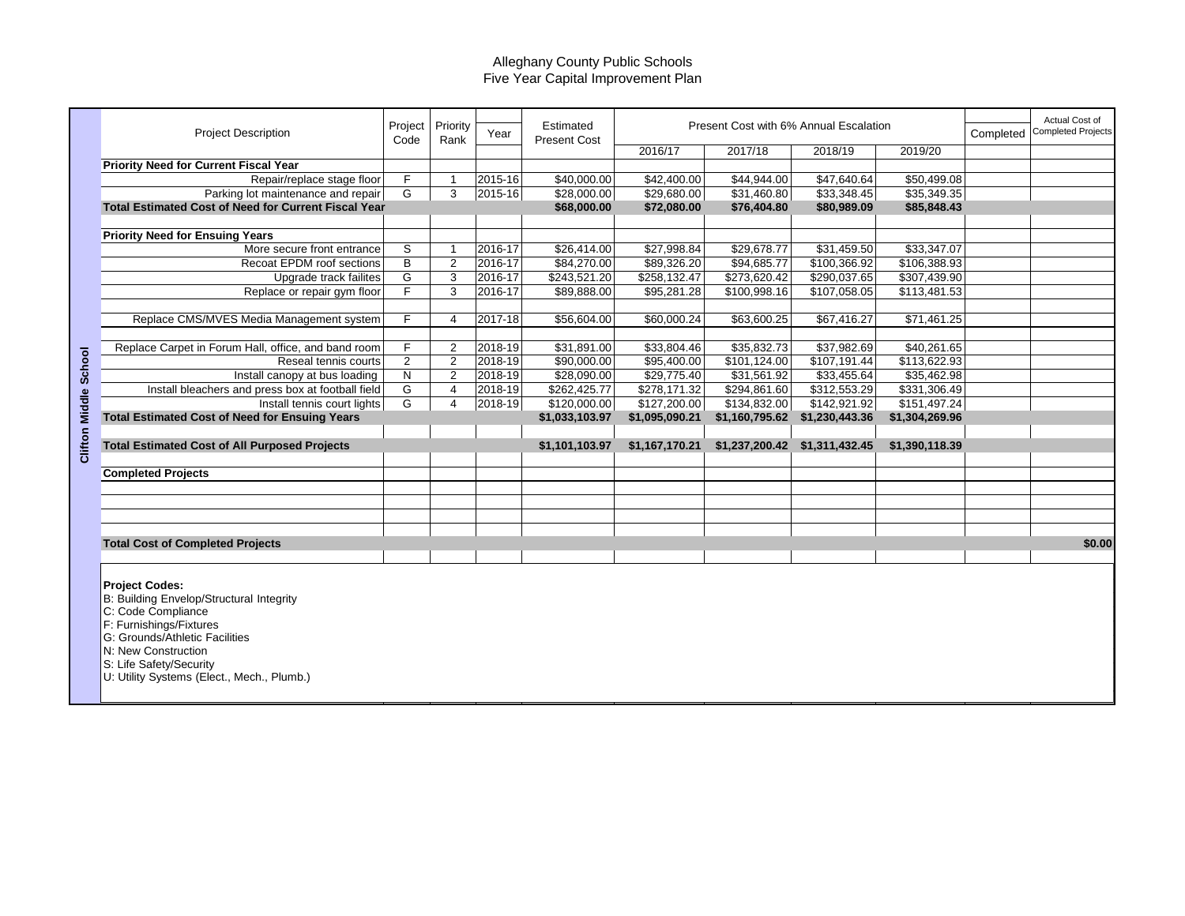# Alleghany County Public Schools
## Five Year Capital Improvement Plan

**Clifton Middle School**

| Project Description | Project Code | Priority Rank | Year | Estimated Present Cost | Present Cost with 6% Annual Escalation | | | | Completed | Actual Cost of Completed Projects |
|---|---|---|---|---|---|---|---|---|---|---|
| | | | | | 2016/17 | 2017/18 | 2018/19 | 2019/20 | | |
| **Priority Need for Current Fiscal Year** | | | | | | | | | | |
| Repair/replace stage floor | F | 1 | 2015-16 | $40,000.00 | $42,400.00 | $44,944.00 | $47,640.64 | $50,499.08 | | |
| Parking lot maintenance and repair | G | 3 | 2015-16 | $28,000.00 | $29,680.00 | $31,460.80 | $33,348.45 | $35,349.35 | | |
| **Total Estimated Cost of Need for Current Fiscal Year** | | | | **$68,000.00** | **$72,080.00** | **$76,404.80** | **$80,989.09** | **$85,848.43** | | |
| | | | | | | | | | | |
| **Priority Need for Ensuing Years** | | | | | | | | | | |
| More secure front entrance | S | 1 | 2016-17 | $26,414.00 | $27,998.84 | $29,678.77 | $31,459.50 | $33,347.07 | | |
| Recoat EPDM roof sections | B | 2 | 2016-17 | $84,270.00 | $89,326.20 | $94,685.77 | $100,366.92 | $106,388.93 | | |
| Upgrade track failites | G | 3 | 2016-17 | $243,521.20 | $258,132.47 | $273,620.42 | $290,037.65 | $307,439.90 | | |
| Replace or repair gym floor | F | 3 | 2016-17 | $89,888.00 | $95,281.28 | $100,998.16 | $107,058.05 | $113,481.53 | | |
| | | | | | | | | | | |
| Replace CMS/MVES Media Management system | F | 4 | 2017-18 | $56,604.00 | $60,000.24 | $63,600.25 | $67,416.27 | $71,461.25 | | |
| | | | | | | | | | | |
| Replace Carpet in Forum Hall, office, and band room | F | 2 | 2018-19 | $31,891.00 | $33,804.46 | $35,832.73 | $37,982.69 | $40,261.65 | | |
| Reseal tennis courts | 2 | 2 | 2018-19 | $90,000.00 | $95,400.00 | $101,124.00 | $107,191.44 | $113,622.93 | | |
| Install canopy at bus loading | N | 2 | 2018-19 | $28,090.00 | $29,775.40 | $31,561.92 | $33,455.64 | $35,462.98 | | |
| Install bleachers and press box at football field | G | 4 | 2018-19 | $262,425.77 | $278,171.32 | $294,861.60 | $312,553.29 | $331,306.49 | | |
| Install tennis court lights | G | 4 | 2018-19 | $120,000.00 | $127,200.00 | $134,832.00 | $142,921.92 | $151,497.24 | | |
| **Total Estimated Cost of Need for Ensuing Years** | | | | **$1,033,103.97** | **$1,095,090.21** | **$1,160,795.62** | **$1,230,443.36** | **$1,304,269.96** | | |
| | | | | | | | | | | |
| **Total Estimated Cost of All Purposed Projects** | | | | **$1,101,103.97** | **$1,167,170.21** | **$1,237,200.42** | **$1,311,432.45** | **$1,390,118.39** | | |
| | | | | | | | | | | |
| **Completed Projects** | | | | | | | | | | |
| | | | | | | | | | | |
| | | | | | | | | | | |
| | | | | | | | | | | |
| | | | | | | | | | | |
| **Total Cost of Completed Projects** | | | | | | | | | | **$0.00** |

**Project Codes:**
B: Building Envelop/Structural Integrity
C: Code Compliance
F: Furnishings/Fixtures
G: Grounds/Athletic Facilities
N: New Construction
S: Life Safety/Security
U: Utility Systems (Elect., Mech., Plumb.)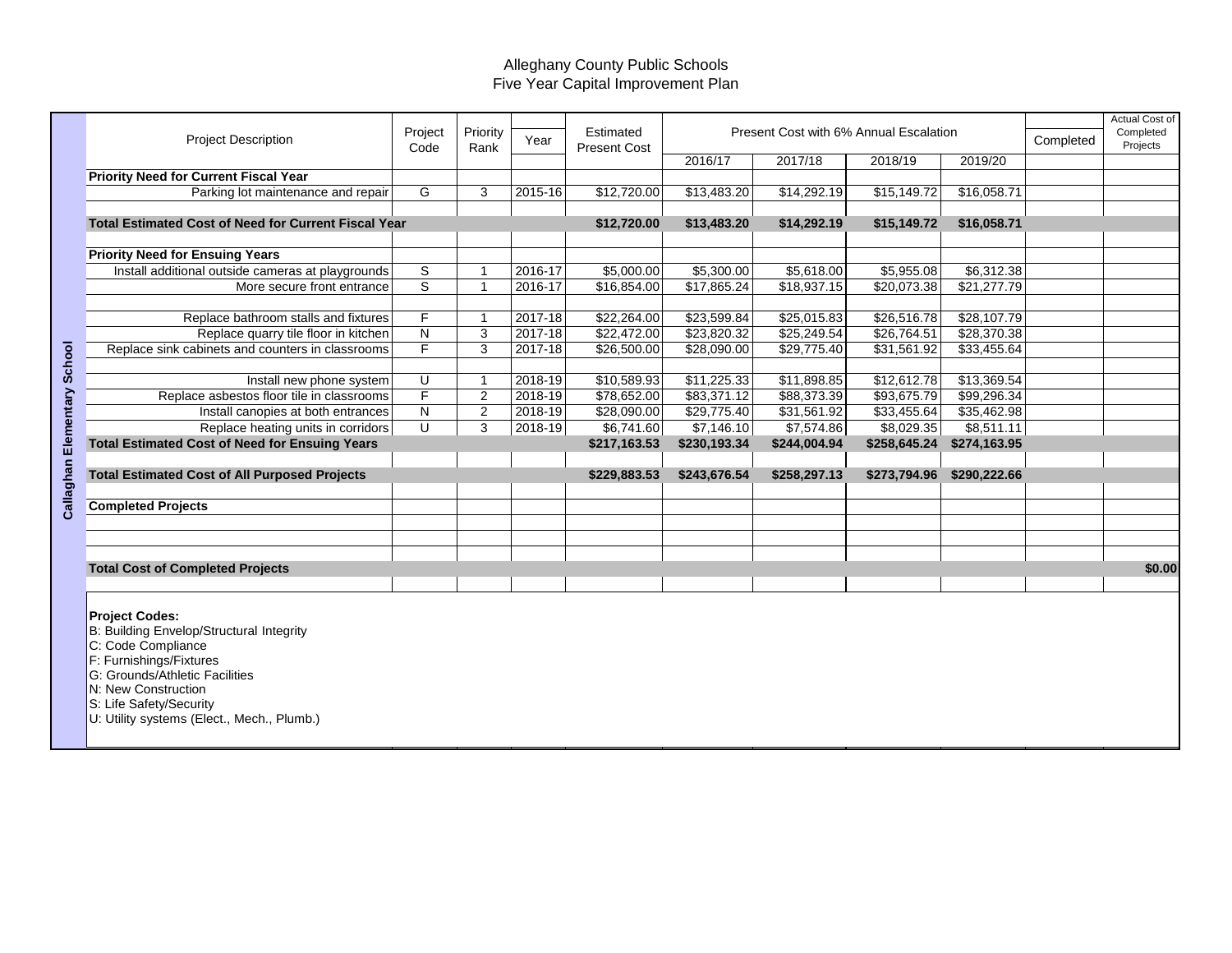# Alleghany County Public Schools
## Five Year Capital Improvement Plan

**Callaghan Elementary School**

| Project Description | Project Code | Priority Rank | Year | Estimated Present Cost | Present Cost with 6% Annual Escalation | | | | Completed | Actual Cost of Completed Projects |
|---|---|---|---|---|---|---|---|---|---|---|
| | | | | | 2016/17 | 2017/18 | 2018/19 | 2019/20 | | |
| **Priority Need for Current Fiscal Year** | | | | | | | | | | |
| Parking lot maintenance and repair | G | 3 | 2015-16 | $12,720.00 | $13,483.20 | $14,292.19 | $15,149.72 | $16,058.71 | | |
| **Total Estimated Cost of Need for Current Fiscal Year** | | | | **$12,720.00** | **$13,483.20** | **$14,292.19** | **$15,149.72** | **$16,058.71** | | |
| **Priority Need for Ensuing Years** | | | | | | | | | | |
| Install additional outside cameras at playgrounds | S | 1 | 2016-17 | $5,000.00 | $5,300.00 | $5,618.00 | $5,955.08 | $6,312.38 | | |
| More secure front entrance | S | 1 | 2016-17 | $16,854.00 | $17,865.24 | $18,937.15 | $20,073.38 | $21,277.79 | | |
| Replace bathroom stalls and fixtures | F | 1 | 2017-18 | $22,264.00 | $23,599.84 | $25,015.83 | $26,516.78 | $28,107.79 | | |
| Replace quarry tile floor in kitchen | N | 3 | 2017-18 | $22,472.00 | $23,820.32 | $25,249.54 | $26,764.51 | $28,370.38 | | |
| Replace sink cabinets and counters in classrooms | F | 3 | 2017-18 | $26,500.00 | $28,090.00 | $29,775.40 | $31,561.92 | $33,455.64 | | |
| Install new phone system | U | 1 | 2018-19 | $10,589.93 | $11,225.33 | $11,898.85 | $12,612.78 | $13,369.54 | | |
| Replace asbestos floor tile in classrooms | F | 2 | 2018-19 | $78,652.00 | $83,371.12 | $88,373.39 | $93,675.79 | $99,296.34 | | |
| Install canopies at both entrances | N | 2 | 2018-19 | $28,090.00 | $29,775.40 | $31,561.92 | $33,455.64 | $35,462.98 | | |
| Replace heating units in corridors | U | 3 | 2018-19 | $6,741.60 | $7,146.10 | $7,574.86 | $8,029.35 | $8,511.11 | | |
| **Total Estimated Cost of Need for Ensuing Years** | | | | **$217,163.53** | **$230,193.34** | **$244,004.94** | **$258,645.24** | **$274,163.95** | | |
| **Total Estimated Cost of All Purposed Projects** | | | | **$229,883.53** | **$243,676.54** | **$258,297.13** | **$273,794.96** | **$290,222.66** | | |
| **Completed Projects** | | | | | | | | | | |
| **Total Cost of Completed Projects** | | | | | | | | | | **$0.00** |

**Project Codes:**
B: Building Envelop/Structural Integrity
C: Code Compliance
F: Furnishings/Fixtures
G: Grounds/Athletic Facilities
N: New Construction
S: Life Safety/Security
U: Utility systems (Elect., Mech., Plumb.)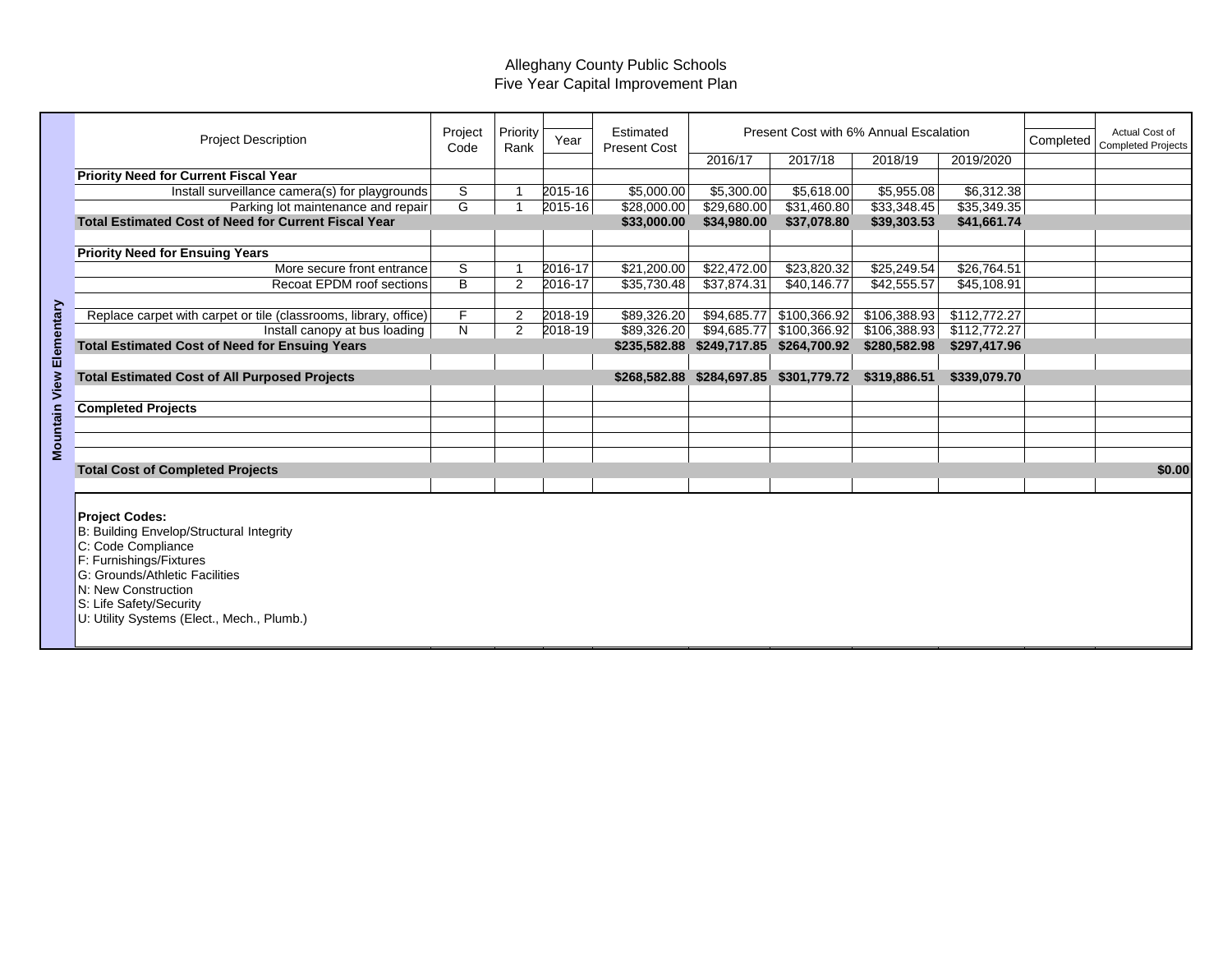# Alleghany County Public Schools
## Five Year Capital Improvement Plan

**Mountain View Elementary**

| Project Description | Project Code | Priority Rank | Year | Estimated Present Cost | Present Cost with 6% Annual Escalation | | | | Completed | Actual Cost of Completed Projects |
|---|---|---|---|---|---|---|---|---|---|---|
| | | | | | 2016/17 | 2017/18 | 2018/19 | 2019/2020 | | |
| **Priority Need for Current Fiscal Year** | | | | | | | | | | |
| Install surveillance camera(s) for playgrounds | S | 1 | 2015-16 | $5,000.00 | $5,300.00 | $5,618.00 | $5,955.08 | $6,312.38 | | |
| Parking lot maintenance and repair | G | 1 | 2015-16 | $28,000.00 | $29,680.00 | $31,460.80 | $33,348.45 | $35,349.35 | | |
| **Total Estimated Cost of Need for Current Fiscal Year** | | | | **$33,000.00** | **$34,980.00** | **$37,078.80** | **$39,303.53** | **$41,661.74** | | |
| | | | | | | | | | | |
| **Priority Need for Ensuing Years** | | | | | | | | | | |
| More secure front entrance | S | 1 | 2016-17 | $21,200.00 | $22,472.00 | $23,820.32 | $25,249.54 | $26,764.51 | | |
| Recoat EPDM roof sections | B | 2 | 2016-17 | $35,730.48 | $37,874.31 | $40,146.77 | $42,555.57 | $45,108.91 | | |
| | | | | | | | | | | |
| Replace carpet with carpet or tile (classrooms, library, office) | F | 2 | 2018-19 | $89,326.20 | $94,685.77 | $100,366.92 | $106,388.93 | $112,772.27 | | |
| Install canopy at bus loading | N | 2 | 2018-19 | $89,326.20 | $94,685.77 | $100,366.92 | $106,388.93 | $112,772.27 | | |
| **Total Estimated Cost of Need for Ensuing Years** | | | | **$235,582.88** | **$249,717.85** | **$264,700.92** | **$280,582.98** | **$297,417.96** | | |
| | | | | | | | | | | |
| **Total Estimated Cost of All Purposed Projects** | | | | **$268,582.88** | **$284,697.85** | **$301,779.72** | **$319,886.51** | **$339,079.70** | | |
| | | | | | | | | | | |
| **Completed Projects** | | | | | | | | | | |
| | | | | | | | | | | |
| | | | | | | | | | | |
| | | | | | | | | | | |
| **Total Cost of Completed Projects** | | | | | | | | | | **$0.00** |

**Project Codes:**
B: Building Envelop/Structural Integrity
C: Code Compliance
F: Furnishings/Fixtures
G: Grounds/Athletic Facilities
N: New Construction
S: Life Safety/Security
U: Utility Systems (Elect., Mech., Plumb.)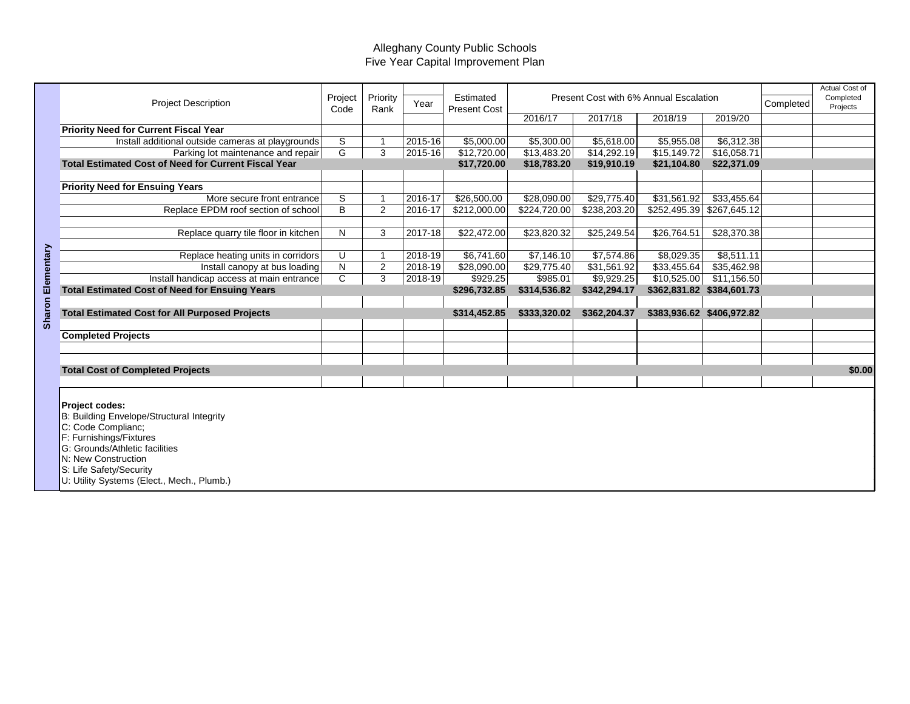# Alleghany County Public Schools
## Five Year Capital Improvement Plan

**Sharon Elementary**

| Project Description | Project Code | Priority Rank | Year | Estimated Present Cost | Present Cost with 6% Annual Escalation | | | | Completed | Actual Cost of Completed Projects |
|---|---|---|---|---|---|---|---|---|---|---|
| | | | | | 2016/17 | 2017/18 | 2018/19 | 2019/20 | | |
| **Priority Need for Current Fiscal Year** | | | | | | | | | | |
| Install additional outside cameras at playgrounds | S | 1 | 2015-16 | $5,000.00 | $5,300.00 | $5,618.00 | $5,955.08 | $6,312.38 | | |
| Parking lot maintenance and repair | G | 3 | 2015-16 | $12,720.00 | $13,483.20 | $14,292.19 | $15,149.72 | $16,058.71 | | |
| **Total Estimated Cost of Need for Current Fiscal Year** | | | | **$17,720.00** | **$18,783.20** | **$19,910.19** | **$21,104.80** | **$22,371.09** | | |
| | | | | | | | | | | |
| **Priority Need for Ensuing Years** | | | | | | | | | | |
| More secure front entrance | S | 1 | 2016-17 | $26,500.00 | $28,090.00 | $29,775.40 | $31,561.92 | $33,455.64 | | |
| Replace EPDM roof section of school | B | 2 | 2016-17 | $212,000.00 | $224,720.00 | $238,203.20 | $252,495.39 | $267,645.12 | | |
| | | | | | | | | | | |
| Replace quarry tile floor in kitchen | N | 3 | 2017-18 | $22,472.00 | $23,820.32 | $25,249.54 | $26,764.51 | $28,370.38 | | |
| | | | | | | | | | | |
| Replace heating units in corridors | U | 1 | 2018-19 | $6,741.60 | $7,146.10 | $7,574.86 | $8,029.35 | $8,511.11 | | |
| Install canopy at bus loading | N | 2 | 2018-19 | $28,090.00 | $29,775.40 | $31,561.92 | $33,455.64 | $35,462.98 | | |
| Install handicap access at main entrance | C | 3 | 2018-19 | $929.25 | $985.01 | $9,929.25 | $10,525.00 | $11,156.50 | | |
| **Total Estimated Cost of Need for Ensuing Years** | | | | **$296,732.85** | **$314,536.82** | **$342,294.17** | **$362,831.82** | **$384,601.73** | | |
| | | | | | | | | | | |
| **Total Estimated Cost for All Purposed Projects** | | | | **$314,452.85** | **$333,320.02** | **$362,204.37** | **$383,936.62** | **$406,972.82** | | |
| | | | | | | | | | | |
| **Completed Projects** | | | | | | | | | | |
| | | | | | | | | | | |
| | | | | | | | | | | |
| **Total Cost of Completed Projects** | | | | | | | | | | **$0.00** |

**Project codes:**

B: Building Envelope/Structural Integrity
C: Code Complianc;
F: Furnishings/Fixtures
G: Grounds/Athletic facilities
N: New Construction
S: Life Safety/Security
U: Utility Systems (Elect., Mech., Plumb.)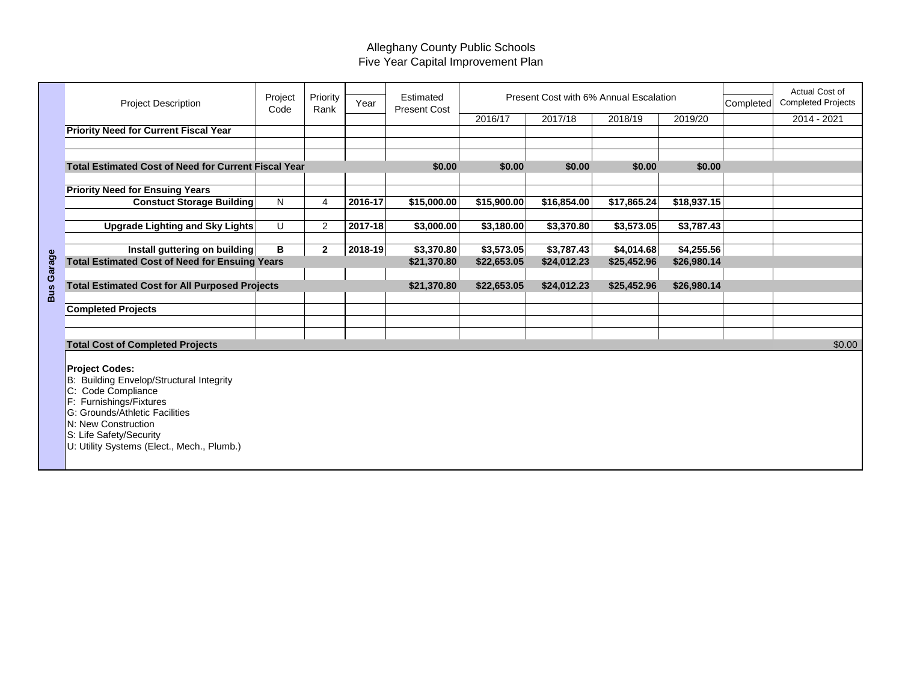# Alleghany County Public Schools
## Five Year Capital Improvement Plan

**Bus Garage**

| Project Description | Project Code | Priority Rank | Year | Estimated Present Cost | Present Cost with 6% Annual Escalation | | | | Completed | Actual Cost of Completed Projects |
|---|---|---|---|---|---|---|---|---|---|---|
| | | | | | 2016/17 | 2017/18 | 2018/19 | 2019/20 | | 2014 - 2021 |
| **Priority Need for Current Fiscal Year** | | | | | | | | | | |
| | | | | | | | | | | |
| | | | | | | | | | | |
| **Total Estimated Cost of Need for Current Fiscal Year** | | | | **$0.00** | **$0.00** | **$0.00** | **$0.00** | **$0.00** | | |
| | | | | | | | | | | |
| **Priority Need for Ensuing Years** | | | | | | | | | | |
| **Constuct Storage Building** | N | 4 | **2016-17** | **$15,000.00** | **$15,900.00** | **$16,854.00** | **$17,865.24** | **$18,937.15** | | |
| | | | | | | | | | | |
| **Upgrade Lighting and Sky Lights** | U | 2 | **2017-18** | **$3,000.00** | **$3,180.00** | **$3,370.80** | **$3,573.05** | **$3,787.43** | | |
| | | | | | | | | | | |
| **Install guttering on building** | **B** | **2** | **2018-19** | **$3,370.80** | **$3,573.05** | **$3,787.43** | **$4,014.68** | **$4,255.56** | | |
| **Total Estimated Cost of Need for Ensuing Years** | | | | **$21,370.80** | **$22,653.05** | **$24,012.23** | **$25,452.96** | **$26,980.14** | | |
| | | | | | | | | | | |
| **Total Estimated Cost for All Purposed Projects** | | | | **$21,370.80** | **$22,653.05** | **$24,012.23** | **$25,452.96** | **$26,980.14** | | |
| | | | | | | | | | | |
| **Completed Projects** | | | | | | | | | | |
| | | | | | | | | | | |
| | | | | | | | | | | |
| **Total Cost of Completed Projects** | | | | | | | | | | $0.00 |

**Project Codes:**
B: Building Envelop/Structural Integrity
C: Code Compliance
F: Furnishings/Fixtures
G: Grounds/Athletic Facilities
N: New Construction
S: Life Safety/Security
U: Utility Systems (Elect., Mech., Plumb.)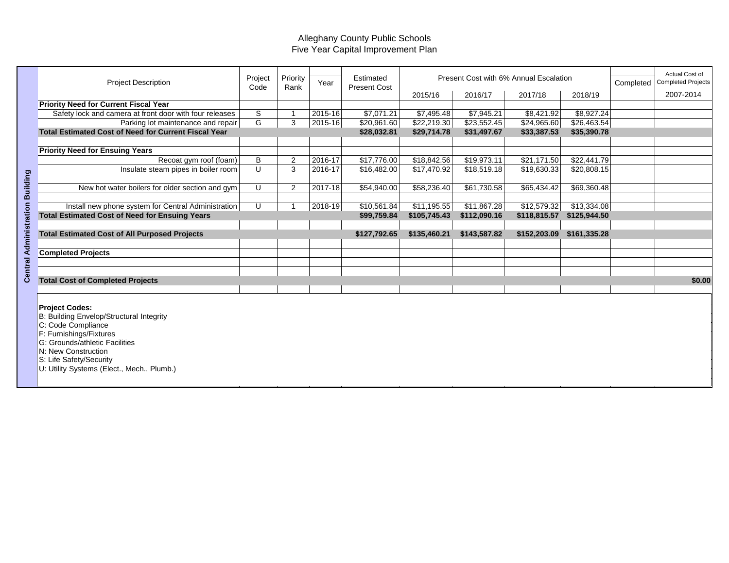Alleghany County Public Schools
Five Year Capital Improvement Plan

**Central Administration Building**

| Project Description | Project Code | Priority Rank | Year | Estimated Present Cost | Present Cost with 6% Annual Escalation | | | | Completed | Actual Cost of Completed Projects |
|---|---|---|---|---|---|---|---|---|---|---|
| | | | | | 2015/16 | 2016/17 | 2017/18 | 2018/19 | | 2007-2014 |
| **Priority Need for Current Fiscal Year** | | | | | | | | | | |
| Safety lock and camera at front door with four releases | S | 1 | 2015-16 | $7,071.21 | $7,495.48 | $7,945.21 | $8,421.92 | $8,927.24 | | |
| Parking lot maintenance and repair | G | 3 | 2015-16 | $20,961.60 | $22,219.30 | $23,552.45 | $24,965.60 | $26,463.54 | | |
| **Total Estimated Cost of Need for Current Fiscal Year** | | | | **$28,032.81** | **$29,714.78** | **$31,497.67** | **$33,387.53** | **$35,390.78** | | |
| | | | | | | | | | | |
| **Priority Need for Ensuing Years** | | | | | | | | | | |
| Recoat gym roof (foam) | B | 2 | 2016-17 | $17,776.00 | $18,842.56 | $19,973.11 | $21,171.50 | $22,441.79 | | |
| Insulate steam pipes in boiler room | U | 3 | 2016-17 | $16,482.00 | $17,470.92 | $18,519.18 | $19,630.33 | $20,808.15 | | |
| | | | | | | | | | | |
| New hot water boilers for older section and gym | U | 2 | 2017-18 | $54,940.00 | $58,236.40 | $61,730.58 | $65,434.42 | $69,360.48 | | |
| | | | | | | | | | | |
| Install new phone system for Central Administration | U | 1 | 2018-19 | $10,561.84 | $11,195.55 | $11,867.28 | $12,579.32 | $13,334.08 | | |
| **Total Estimated Cost of Need for Ensuing Years** | | | | **$99,759.84** | **$105,745.43** | **$112,090.16** | **$118,815.57** | **$125,944.50** | | |
| | | | | | | | | | | |
| **Total Estimated Cost of All Purposed Projects** | | | | **$127,792.65** | **$135,460.21** | **$143,587.82** | **$152,203.09** | **$161,335.28** | | |
| | | | | | | | | | | |
| **Completed Projects** | | | | | | | | | | |
| | | | | | | | | | | |
| | | | | | | | | | | |
| **Total Cost of Completed Projects** | | | | | | | | | | **$0.00** |

**Project Codes:**
B: Building Envelop/Structural Integrity
C: Code Compliance
F: Furnishings/Fixtures
G: Grounds/athletic Facilities
N: New Construction
S: Life Safety/Security
U: Utility Systems (Elect., Mech., Plumb.)